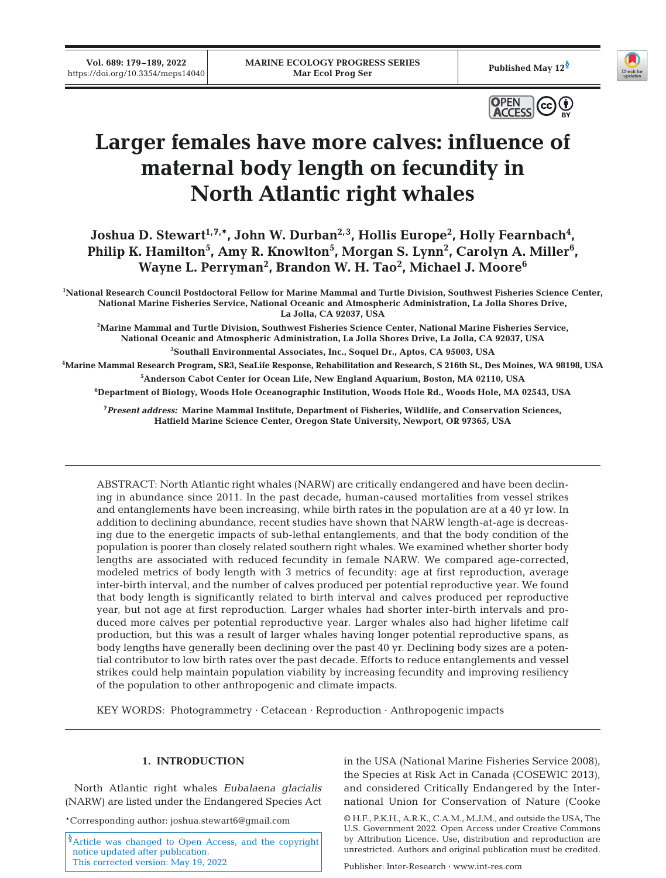# Larger females have more calves: influence of maternal body length on fecundity in North Atlantic right whales

**Joshua D. Stewart[1,7,*], John W. Durban[2,3], Hollis Europe[2], Holly Fearnbach[4], Philip K. Hamilton[5], Amy R. Knowlton[5], Morgan S. Lynn[2], Carolyn A. Miller[6], Wayne L. Perryman[2], Brandon W. H. Tao[2], Michael J. Moore[6]**

[1]National Research Council Postdoctoral Fellow for Marine Mammal and Turtle Division, Southwest Fisheries Science Center, National Marine Fisheries Service, National Oceanic and Atmospheric Administration, La Jolla Shores Drive, La Jolla, CA 92037, USA

[2]Marine Mammal and Turtle Division, Southwest Fisheries Science Center, National Marine Fisheries Service, National Oceanic and Atmospheric Administration, La Jolla Shores Drive, La Jolla, CA 92037, USA

[3]Southall Environmental Associates, Inc., Soquel Dr., Aptos, CA 95003, USA

[4]Marine Mammal Research Program, SR3, SeaLife Response, Rehabilitation and Research, S 216th St., Des Moines, WA 98198, USA

[5]Anderson Cabot Center for Ocean Life, New England Aquarium, Boston, MA 02110, USA

[6]Department of Biology, Woods Hole Oceanographic Institution, Woods Hole Rd., Woods Hole, MA 02543, USA

[7]*Present address:* Marine Mammal Institute, Department of Fisheries, Wildlife, and Conservation Sciences, Hatfield Marine Science Center, Oregon State University, Newport, OR 97365, USA

ABSTRACT: North Atlantic right whales (NARW) are critically endangered and have been declining in abundance since 2011. In the past decade, human-caused mortalities from vessel strikes and entanglements have been increasing, while birth rates in the population are at a 40 yr low. In addition to declining abundance, recent studies have shown that NARW length-at-age is decreasing due to the energetic impacts of sub-lethal entanglements, and that the body condition of the population is poorer than closely related southern right whales. We examined whether shorter body lengths are associated with reduced fecundity in female NARW. We compared age-corrected, modeled metrics of body length with 3 metrics of fecundity: age at first reproduction, average inter-birth interval, and the number of calves produced per potential reproductive year. We found that body length is significantly related to birth interval and calves produced per reproductive year, but not age at first reproduction. Larger whales had shorter inter-birth intervals and produced more calves per potential reproductive year. Larger whales also had higher lifetime calf production, but this was a result of larger whales having longer potential reproductive spans, as body lengths have generally been declining over the past 40 yr. Declining body sizes are a potential contributor to low birth rates over the past decade. Efforts to reduce entanglements and vessel strikes could help maintain population viability by increasing fecundity and improving resiliency of the population to other anthropogenic and climate impacts.

KEY WORDS: Photogrammetry · Cetacean · Reproduction · Anthropogenic impacts

## 1. INTRODUCTION

North Atlantic right whales *Eubalaena glacialis* (NARW) are listed under the Endangered Species Act in the USA (National Marine Fisheries Service 2008), the Species at Risk Act in Canada (COSEWIC 2013), and considered Critically Endangered by the International Union for Conservation of Nature (Cooke

*Corresponding author: joshua.stewart6@gmail.com

§Article was changed to Open Access, and the copyright notice updated after publication. This corrected version: May 19, 2022

© H.F., P.K.H., A.R.K., C.A.M., M.J.M., and outside the USA, The U.S. Government 2022. Open Access under Creative Commons by Attribution Licence. Use, distribution and reproduction are unrestricted. Authors and original publication must be credited.

Publisher: Inter-Research · www.int-res.com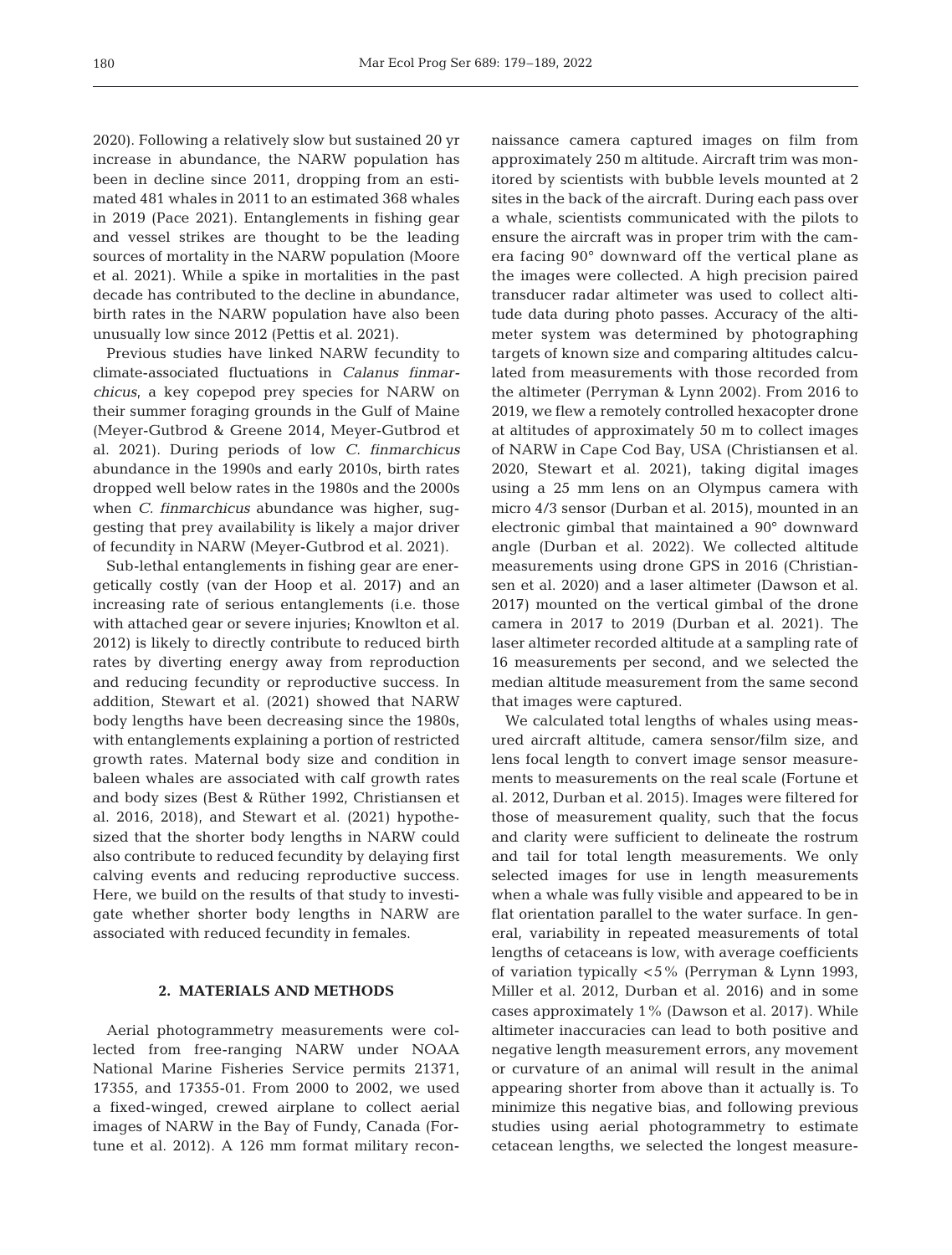2020). Following a relatively slow but sustained 20 yr increase in abundance, the NARW population has been in decline since 2011, dropping from an estimated 481 whales in 2011 to an estimated 368 whales in 2019 (Pace 2021). Entanglements in fishing gear and vessel strikes are thought to be the leading sources of mortality in the NARW population (Moore et al. 2021). While a spike in mortalities in the past decade has contributed to the decline in abundance, birth rates in the NARW population have also been unusually low since 2012 (Pettis et al. 2021).

Previous studies have linked NARW fecundity to climate-associated fluctuations in *Calanus finmarchicus*, a key copepod prey species for NARW on their summer foraging grounds in the Gulf of Maine (Meyer-Gutbrod & Greene 2014, Meyer-Gutbrod et al. 2021). During periods of low *C. finmarchicus* abundance in the 1990s and early 2010s, birth rates dropped well below rates in the 1980s and the 2000s when *C. finmarchicus* abundance was higher, suggesting that prey availability is likely a major driver of fecundity in NARW (Meyer-Gutbrod et al. 2021).

Sub-lethal entanglements in fishing gear are energetically costly (van der Hoop et al. 2017) and an increasing rate of serious entanglements (i.e. those with attached gear or severe injuries; Knowlton et al. 2012) is likely to directly contribute to reduced birth rates by diverting energy away from reproduction and reducing fecundity or reproductive success. In addition, Stewart et al. (2021) showed that NARW body lengths have been decreasing since the 1980s, with entanglements explaining a portion of restricted growth rates. Maternal body size and condition in baleen whales are associated with calf growth rates and body sizes (Best & Rüther 1992, Christiansen et al. 2016, 2018), and Stewart et al. (2021) hypothesized that the shorter body lengths in NARW could also contribute to reduced fecundity by delaying first calving events and reducing reproductive success. Here, we build on the results of that study to investigate whether shorter body lengths in NARW are associated with reduced fecundity in females.

## 2. MATERIALS AND METHODS

Aerial photogrammetry measurements were collected from free-ranging NARW under NOAA National Marine Fisheries Service permits 21371, 17355, and 17355-01. From 2000 to 2002, we used a fixed-winged, crewed airplane to collect aerial images of NARW in the Bay of Fundy, Canada (Fortune et al. 2012). A 126 mm format military reconnaissance camera captured images on film from approximately 250 m altitude. Aircraft trim was monitored by scientists with bubble levels mounted at 2 sites in the back of the aircraft. During each pass over a whale, scientists communicated with the pilots to ensure the aircraft was in proper trim with the camera facing 90° downward off the vertical plane as the images were collected. A high precision paired transducer radar altimeter was used to collect altitude data during photo passes. Accuracy of the altimeter system was determined by photographing targets of known size and comparing altitudes calculated from measurements with those recorded from the altimeter (Perryman & Lynn 2002). From 2016 to 2019, we flew a remotely controlled hexacopter drone at altitudes of approximately 50 m to collect images of NARW in Cape Cod Bay, USA (Christiansen et al. 2020, Stewart et al. 2021), taking digital images using a 25 mm lens on an Olympus camera with micro 4/3 sensor (Durban et al. 2015), mounted in an electronic gimbal that maintained a 90° downward angle (Durban et al. 2022). We collected altitude measurements using drone GPS in 2016 (Christiansen et al. 2020) and a laser altimeter (Dawson et al. 2017) mounted on the vertical gimbal of the drone camera in 2017 to 2019 (Durban et al. 2021). The laser altimeter recorded altitude at a sampling rate of 16 measurements per second, and we selected the median altitude measurement from the same second that images were captured.

We calculated total lengths of whales using measured aircraft altitude, camera sensor/film size, and lens focal length to convert image sensor measurements to measurements on the real scale (Fortune et al. 2012, Durban et al. 2015). Images were filtered for those of measurement quality, such that the focus and clarity were sufficient to delineate the rostrum and tail for total length measurements. We only selected images for use in length measurements when a whale was fully visible and appeared to be in flat orientation parallel to the water surface. In general, variability in repeated measurements of total lengths of cetaceans is low, with average coefficients of variation typically <5% (Perryman & Lynn 1993, Miller et al. 2012, Durban et al. 2016) and in some cases approximately 1% (Dawson et al. 2017). While altimeter inaccuracies can lead to both positive and negative length measurement errors, any movement or curvature of an animal will result in the animal appearing shorter from above than it actually is. To minimize this negative bias, and following previous studies using aerial photogrammetry to estimate cetacean lengths, we selected the longest measure-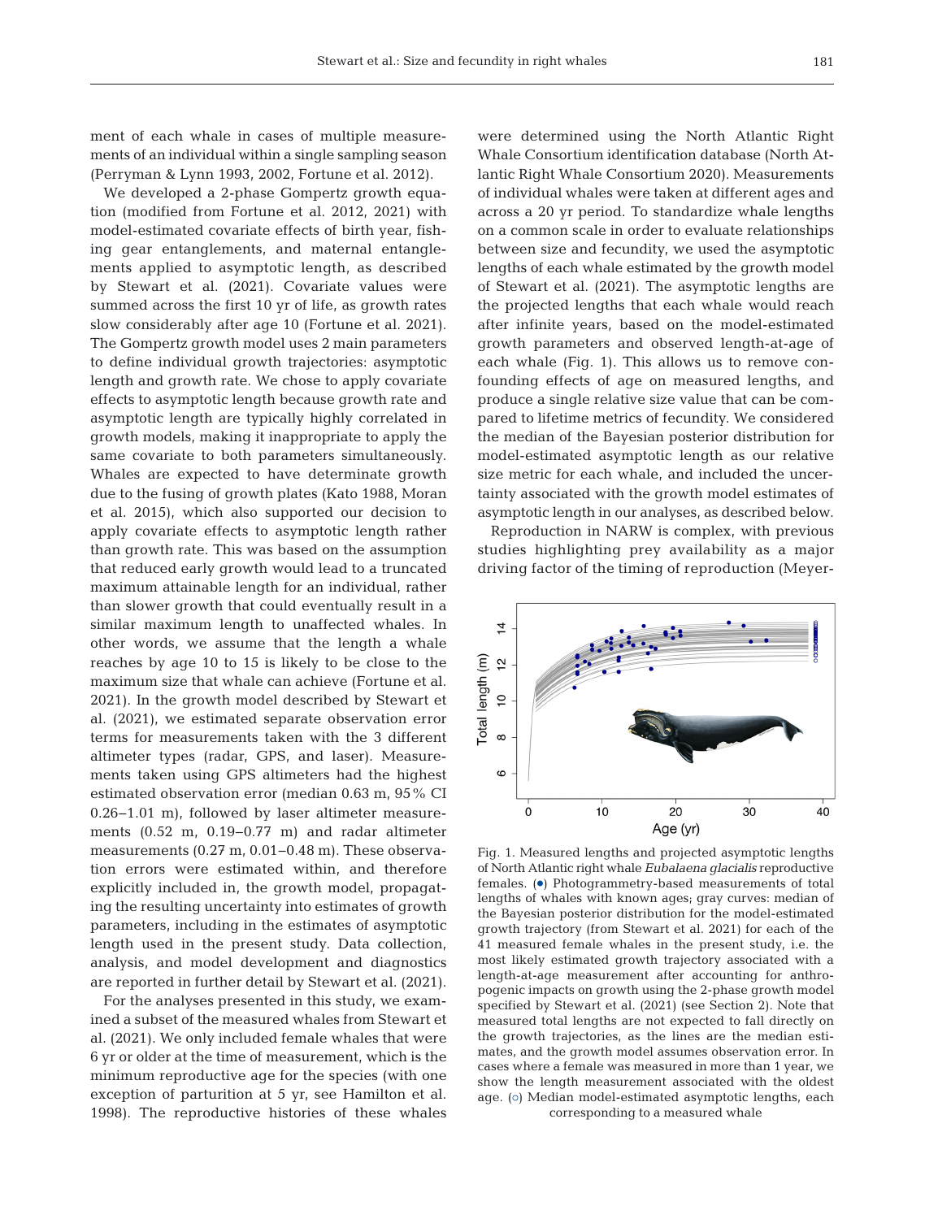ment of each whale in cases of multiple measurements of an individual within a single sampling season (Perryman & Lynn 1993, 2002, Fortune et al. 2012).

We developed a 2-phase Gompertz growth equation (modified from Fortune et al. 2012, 2021) with model-estimated covariate effects of birth year, fishing gear entanglements, and maternal entanglements applied to asymptotic length, as described by Stewart et al. (2021). Covariate values were summed across the first 10 yr of life, as growth rates slow considerably after age 10 (Fortune et al. 2021). The Gompertz growth model uses 2 main parameters to define individual growth trajectories: asymptotic length and growth rate. We chose to apply covariate effects to asymptotic length because growth rate and asymptotic length are typically highly correlated in growth models, making it inappropriate to apply the same covariate to both parameters simultaneously. Whales are expected to have determinate growth due to the fusing of growth plates (Kato 1988, Moran et al. 2015), which also supported our decision to apply covariate effects to asymptotic length rather than growth rate. This was based on the assumption that reduced early growth would lead to a truncated maximum attainable length for an individual, rather than slower growth that could eventually result in a similar maximum length to unaffected whales. In other words, we assume that the length a whale reaches by age 10 to 15 is likely to be close to the maximum size that whale can achieve (Fortune et al. 2021). In the growth model described by Stewart et al. (2021), we estimated separate observation error terms for measurements taken with the 3 different altimeter types (radar, GPS, and laser). Measurements taken using GPS altimeters had the highest estimated observation error (median 0.63 m, 95% CI 0.26–1.01 m), followed by laser altimeter measurements (0.52 m, 0.19–0.77 m) and radar altimeter measurements (0.27 m, 0.01–0.48 m). These observation errors were estimated within, and therefore explicitly included in, the growth model, propagating the resulting uncertainty into estimates of growth parameters, including in the estimates of asymptotic length used in the present study. Data collection, analysis, and model development and diagnostics are reported in further detail by Stewart et al. (2021).

For the analyses presented in this study, we examined a subset of the measured whales from Stewart et al. (2021). We only included female whales that were 6 yr or older at the time of measurement, which is the minimum reproductive age for the species (with one exception of parturition at 5 yr, see Hamilton et al. 1998). The reproductive histories of these whales were determined using the North Atlantic Right Whale Consortium identification database (North Atlantic Right Whale Consortium 2020). Measurements of individual whales were taken at different ages and across a 20 yr period. To standardize whale lengths on a common scale in order to evaluate relationships between size and fecundity, we used the asymptotic lengths of each whale estimated by the growth model of Stewart et al. (2021). The asymptotic lengths are the projected lengths that each whale would reach after infinite years, based on the model-estimated growth parameters and observed length-at-age of each whale (Fig. 1). This allows us to remove confounding effects of age on measured lengths, and produce a single relative size value that can be compared to lifetime metrics of fecundity. We considered the median of the Bayesian posterior distribution for model-estimated asymptotic length as our relative size metric for each whale, and included the uncertainty associated with the growth model estimates of asymptotic length in our analyses, as described below.

Reproduction in NARW is complex, with previous studies highlighting prey availability as a major driving factor of the timing of reproduction (Meyer-

Fig. 1. Measured lengths and projected asymptotic lengths of North Atlantic right whale *Eubalaena glacialis* reproductive females. (●) Photogrammetry-based measurements of total lengths of whales with known ages; gray curves: median of the Bayesian posterior distribution for the model-estimated growth trajectory (from Stewart et al. 2021) for each of the 41 measured female whales in the present study, i.e. the most likely estimated growth trajectory associated with a length-at-age measurement after accounting for anthropogenic impacts on growth using the 2-phase growth model specified by Stewart et al. (2021) (see Section 2). Note that measured total lengths are not expected to fall directly on the growth trajectories, as the lines are the median estimates, and the growth model assumes observation error. In cases where a female was measured in more than 1 year, we show the length measurement associated with the oldest age. (○) Median model-estimated asymptotic lengths, each corresponding to a measured whale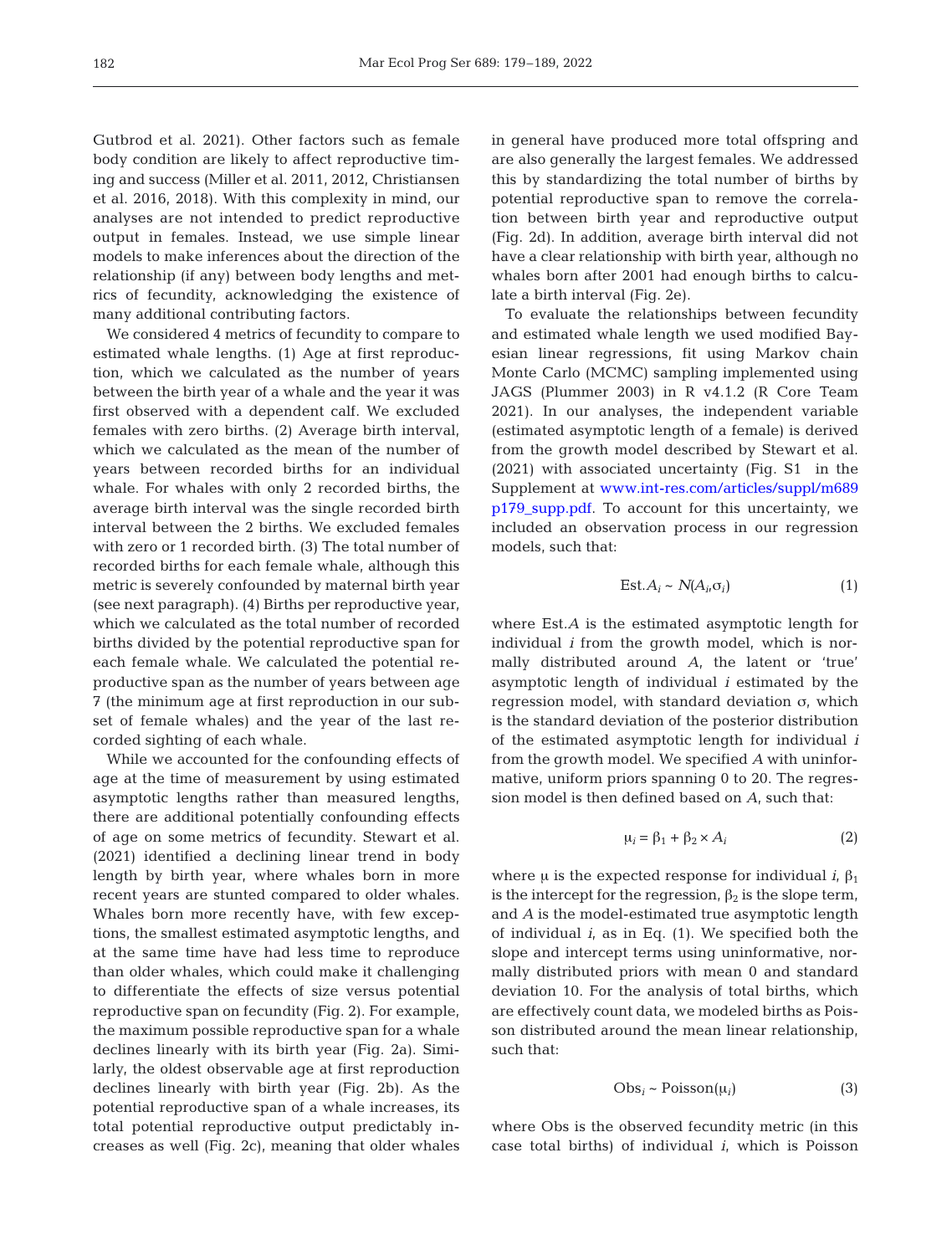Gutbrod et al. 2021). Other factors such as female body condition are likely to affect reproductive timing and success (Miller et al. 2011, 2012, Christiansen et al. 2016, 2018). With this complexity in mind, our analyses are not intended to predict reproductive output in females. Instead, we use simple linear models to make inferences about the direction of the relationship (if any) between body lengths and metrics of fecundity, acknowledging the existence of many additional contributing factors.

We considered 4 metrics of fecundity to compare to estimated whale lengths. (1) Age at first reproduction, which we calculated as the number of years between the birth year of a whale and the year it was first observed with a dependent calf. We excluded females with zero births. (2) Average birth interval, which we calculated as the mean of the number of years between recorded births for an individual whale. For whales with only 2 recorded births, the average birth interval was the single recorded birth interval between the 2 births. We excluded females with zero or 1 recorded birth. (3) The total number of recorded births for each female whale, although this metric is severely confounded by maternal birth year (see next paragraph). (4) Births per reproductive year, which we calculated as the total number of recorded births divided by the potential reproductive span for each female whale. We calculated the potential reproductive span as the number of years between age 7 (the minimum age at first reproduction in our subset of female whales) and the year of the last recorded sighting of each whale.

While we accounted for the confounding effects of age at the time of measurement by using estimated asymptotic lengths rather than measured lengths, there are additional potentially confounding effects of age on some metrics of fecundity. Stewart et al. (2021) identified a declining linear trend in body length by birth year, where whales born in more recent years are stunted compared to older whales. Whales born more recently have, with few exceptions, the smallest estimated asymptotic lengths, and at the same time have had less time to reproduce than older whales, which could make it challenging to differentiate the effects of size versus potential reproductive span on fecundity (Fig. 2). For example, the maximum possible reproductive span for a whale declines linearly with its birth year (Fig. 2a). Similarly, the oldest observable age at first reproduction declines linearly with birth year (Fig. 2b). As the potential reproductive span of a whale increases, its total potential reproductive output predictably increases as well (Fig. 2c), meaning that older whales in general have produced more total offspring and are also generally the largest females. We addressed this by standardizing the total number of births by potential reproductive span to remove the correlation between birth year and reproductive output (Fig. 2d). In addition, average birth interval did not have a clear relationship with birth year, although no whales born after 2001 had enough births to calculate a birth interval (Fig. 2e).

To evaluate the relationships between fecundity and estimated whale length we used modified Bayesian linear regressions, fit using Markov chain Monte Carlo (MCMC) sampling implemented using JAGS (Plummer 2003) in R v4.1.2 (R Core Team 2021). In our analyses, the independent variable (estimated asymptotic length of a female) is derived from the growth model described by Stewart et al. (2021) with associated uncertainty (Fig. S1 in the Supplement at www.int-res.com/articles/suppl/m689p179_supp.pdf. To account for this uncertainty, we included an observation process in our regression models, such that:

$$\text{Est.}A_i \sim N(A_i, \sigma_i) \tag{1}$$

where Est.$A$ is the estimated asymptotic length for individual $i$ from the growth model, which is normally distributed around $A$, the latent or 'true' asymptotic length of individual $i$ estimated by the regression model, with standard deviation $\sigma$, which is the standard deviation of the posterior distribution of the estimated asymptotic length for individual $i$ from the growth model. We specified $A$ with uninformative, uniform priors spanning 0 to 20. The regression model is then defined based on $A$, such that:

$$\mu_i = \beta_1 + \beta_2 \times A_i \tag{2}$$

where $\mu$ is the expected response for individual $i$, $\beta_1$ is the intercept for the regression, $\beta_2$ is the slope term, and $A$ is the model-estimated true asymptotic length of individual $i$, as in Eq. (1). We specified both the slope and intercept terms using uninformative, normally distributed priors with mean 0 and standard deviation 10. For the analysis of total births, which are effectively count data, we modeled births as Poisson distributed around the mean linear relationship, such that:

$$\text{Obs}_i \sim \text{Poisson}(\mu_i) \tag{3}$$

where Obs is the observed fecundity metric (in this case total births) of individual $i$, which is Poisson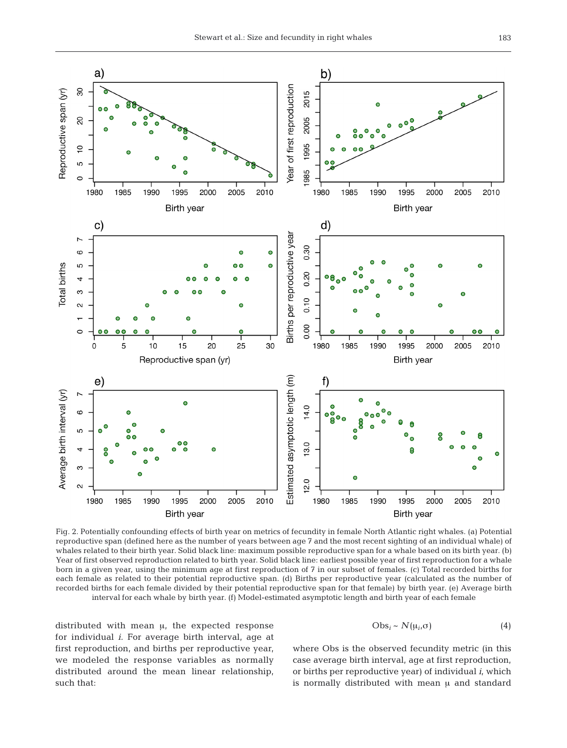Fig. 2. Potentially confounding effects of birth year on metrics of fecundity in female North Atlantic right whales. (a) Potential reproductive span (defined here as the number of years between age 7 and the most recent sighting of an individual whale) of whales related to their birth year. Solid black line: maximum possible reproductive span for a whale based on its birth year. (b) Year of first observed reproduction related to birth year. Solid black line: earliest possible year of first reproduction for a whale born in a given year, using the minimum age at first reproduction of 7 in our subset of females. (c) Total recorded births for each female as related to their potential reproductive span. (d) Births per reproductive year (calculated as the number of recorded births for each female divided by their potential reproductive span for that female) by birth year. (e) Average birth interval for each whale by birth year. (f) Model-estimated asymptotic length and birth year of each female

distributed with mean μ, the expected response for individual *i*. For average birth interval, age at first reproduction, and births per reproductive year, we modeled the response variables as normally distributed around the mean linear relationship, such that:

$$\text{Obs}_i \sim N(\mu_i, \sigma) \qquad (4)$$

where Obs is the observed fecundity metric (in this case average birth interval, age at first reproduction, or births per reproductive year) of individual *i*, which is normally distributed with mean μ and standard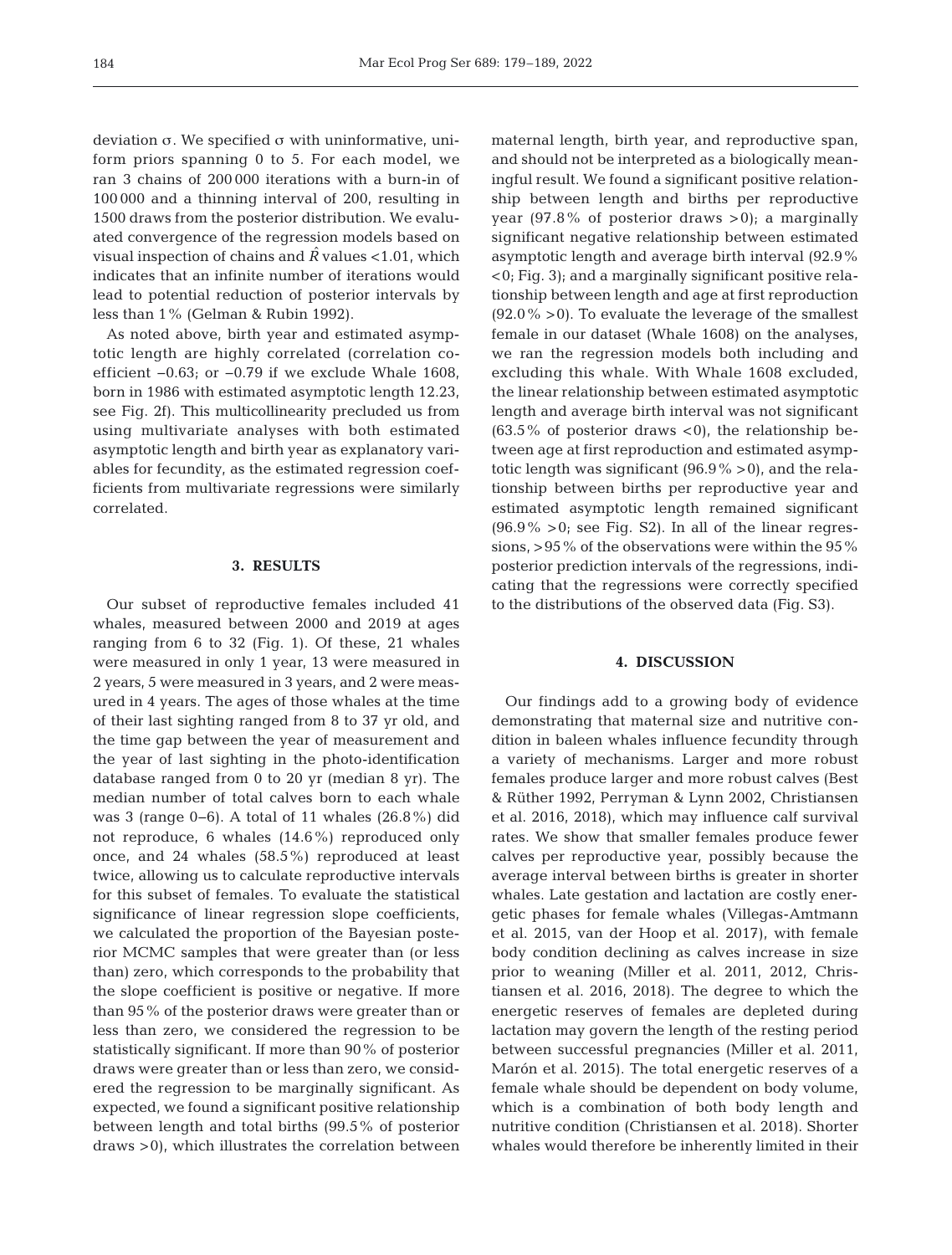deviation σ. We specified σ with uninformative, uniform priors spanning 0 to 5. For each model, we ran 3 chains of 200 000 iterations with a burn-in of 100 000 and a thinning interval of 200, resulting in 1500 draws from the posterior distribution. We evaluated convergence of the regression models based on visual inspection of chains and $\hat{R}$ values <1.01, which indicates that an infinite number of iterations would lead to potential reduction of posterior intervals by less than 1% (Gelman & Rubin 1992).

As noted above, birth year and estimated asymptotic length are highly correlated (correlation coefficient −0.63; or −0.79 if we exclude Whale 1608, born in 1986 with estimated asymptotic length 12.23, see Fig. 2f). This multicollinearity precluded us from using multivariate analyses with both estimated asymptotic length and birth year as explanatory variables for fecundity, as the estimated regression coefficients from multivariate regressions were similarly correlated.

## 3. RESULTS

Our subset of reproductive females included 41 whales, measured between 2000 and 2019 at ages ranging from 6 to 32 (Fig. 1). Of these, 21 whales were measured in only 1 year, 13 were measured in 2 years, 5 were measured in 3 years, and 2 were measured in 4 years. The ages of those whales at the time of their last sighting ranged from 8 to 37 yr old, and the time gap between the year of measurement and the year of last sighting in the photo-identification database ranged from 0 to 20 yr (median 8 yr). The median number of total calves born to each whale was 3 (range 0–6). A total of 11 whales (26.8%) did not reproduce, 6 whales (14.6%) reproduced only once, and 24 whales (58.5%) reproduced at least twice, allowing us to calculate reproductive intervals for this subset of females. To evaluate the statistical significance of linear regression slope coefficients, we calculated the proportion of the Bayesian posterior MCMC samples that were greater than (or less than) zero, which corresponds to the probability that the slope coefficient is positive or negative. If more than 95% of the posterior draws were greater than or less than zero, we considered the regression to be statistically significant. If more than 90% of posterior draws were greater than or less than zero, we considered the regression to be marginally significant. As expected, we found a significant positive relationship between length and total births (99.5% of posterior draws >0), which illustrates the correlation between maternal length, birth year, and reproductive span, and should not be interpreted as a biologically meaningful result. We found a significant positive relationship between length and births per reproductive year (97.8% of posterior draws >0); a marginally significant negative relationship between estimated asymptotic length and average birth interval (92.9% <0; Fig. 3); and a marginally significant positive relationship between length and age at first reproduction (92.0% >0). To evaluate the leverage of the smallest female in our dataset (Whale 1608) on the analyses, we ran the regression models both including and excluding this whale. With Whale 1608 excluded, the linear relationship between estimated asymptotic length and average birth interval was not significant (63.5% of posterior draws <0), the relationship between age at first reproduction and estimated asymptotic length was significant (96.9% >0), and the relationship between births per reproductive year and estimated asymptotic length remained significant (96.9% >0; see Fig. S2). In all of the linear regressions, >95% of the observations were within the 95% posterior prediction intervals of the regressions, indicating that the regressions were correctly specified to the distributions of the observed data (Fig. S3).

## 4. DISCUSSION

Our findings add to a growing body of evidence demonstrating that maternal size and nutritive condition in baleen whales influence fecundity through a variety of mechanisms. Larger and more robust females produce larger and more robust calves (Best & Rüther 1992, Perryman & Lynn 2002, Christiansen et al. 2016, 2018), which may influence calf survival rates. We show that smaller females produce fewer calves per reproductive year, possibly because the average interval between births is greater in shorter whales. Late gestation and lactation are costly energetic phases for female whales (Villegas-Amtmann et al. 2015, van der Hoop et al. 2017), with female body condition declining as calves increase in size prior to weaning (Miller et al. 2011, 2012, Christiansen et al. 2016, 2018). The degree to which the energetic reserves of females are depleted during lactation may govern the length of the resting period between successful pregnancies (Miller et al. 2011, Marón et al. 2015). The total energetic reserves of a female whale should be dependent on body volume, which is a combination of both body length and nutritive condition (Christiansen et al. 2018). Shorter whales would therefore be inherently limited in their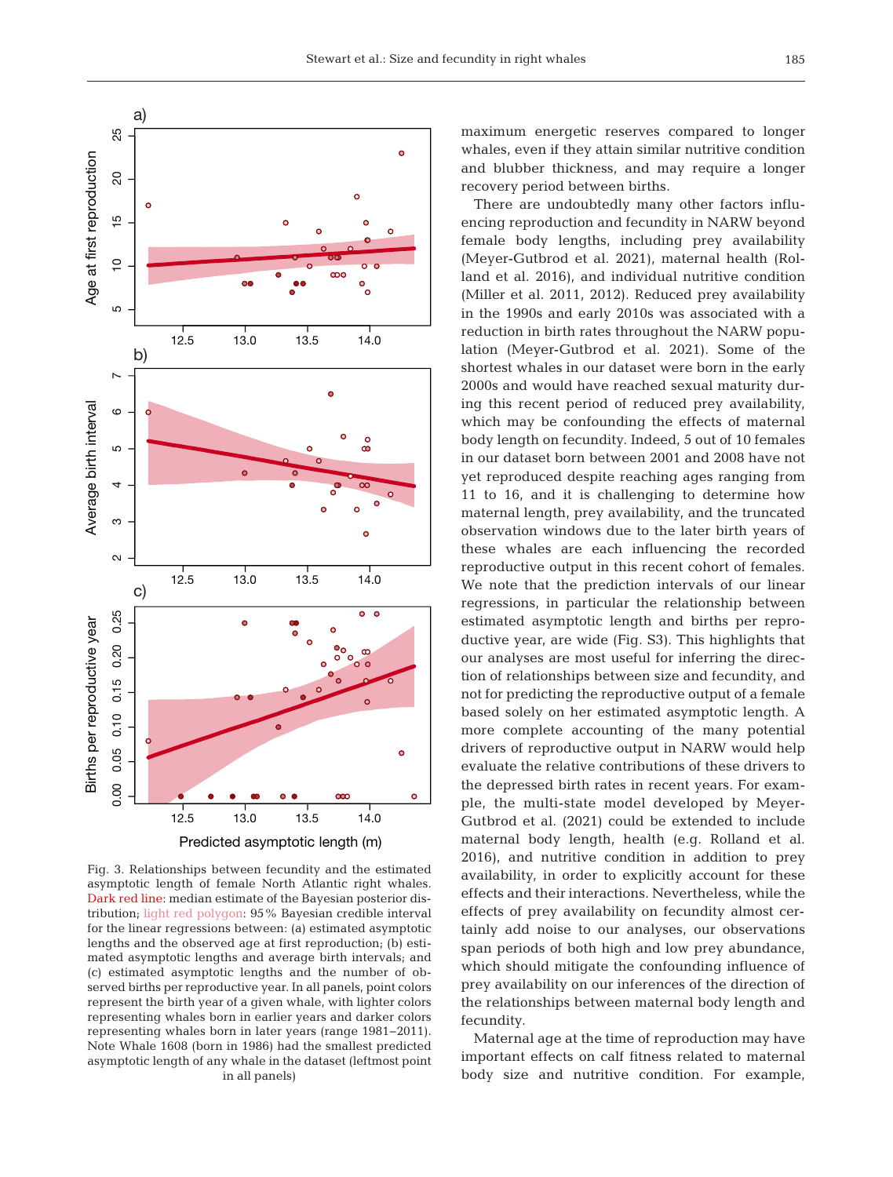Fig. 3. Relationships between fecundity and the estimated asymptotic length of female North Atlantic right whales. Dark red line: median estimate of the Bayesian posterior distribution; light red polygon: 95% Bayesian credible interval for the linear regressions between: (a) estimated asymptotic lengths and the observed age at first reproduction; (b) estimated asymptotic lengths and average birth intervals; and (c) estimated asymptotic lengths and the number of observed births per reproductive year. In all panels, point colors represent the birth year of a given whale, with lighter colors representing whales born in earlier years and darker colors representing whales born in later years (range 1981–2011). Note Whale 1608 (born in 1986) had the smallest predicted asymptotic length of any whale in the dataset (leftmost point in all panels)

maximum energetic reserves compared to longer whales, even if they attain similar nutritive condition and blubber thickness, and may require a longer recovery period between births.

There are undoubtedly many other factors influencing reproduction and fecundity in NARW beyond female body lengths, including prey availability (Meyer-Gutbrod et al. 2021), maternal health (Rolland et al. 2016), and individual nutritive condition (Miller et al. 2011, 2012). Reduced prey availability in the 1990s and early 2010s was associated with a reduction in birth rates throughout the NARW population (Meyer-Gutbrod et al. 2021). Some of the shortest whales in our dataset were born in the early 2000s and would have reached sexual maturity during this recent period of reduced prey availability, which may be confounding the effects of maternal body length on fecundity. Indeed, 5 out of 10 females in our dataset born between 2001 and 2008 have not yet reproduced despite reaching ages ranging from 11 to 16, and it is challenging to determine how maternal length, prey availability, and the truncated observation windows due to the later birth years of these whales are each influencing the recorded reproductive output in this recent cohort of females. We note that the prediction intervals of our linear regressions, in particular the relationship between estimated asymptotic length and births per reproductive year, are wide (Fig. S3). This highlights that our analyses are most useful for inferring the direction of relationships between size and fecundity, and not for predicting the reproductive output of a female based solely on her estimated asymptotic length. A more complete accounting of the many potential drivers of reproductive output in NARW would help evaluate the relative contributions of these drivers to the depressed birth rates in recent years. For example, the multi-state model developed by Meyer-Gutbrod et al. (2021) could be extended to include maternal body length, health (e.g. Rolland et al. 2016), and nutritive condition in addition to prey availability, in order to explicitly account for these effects and their interactions. Nevertheless, while the effects of prey availability on fecundity almost certainly add noise to our analyses, our observations span periods of both high and low prey abundance, which should mitigate the confounding influence of prey availability on our inferences of the direction of the relationships between maternal body length and fecundity.

Maternal age at the time of reproduction may have important effects on calf fitness related to maternal body size and nutritive condition. For example,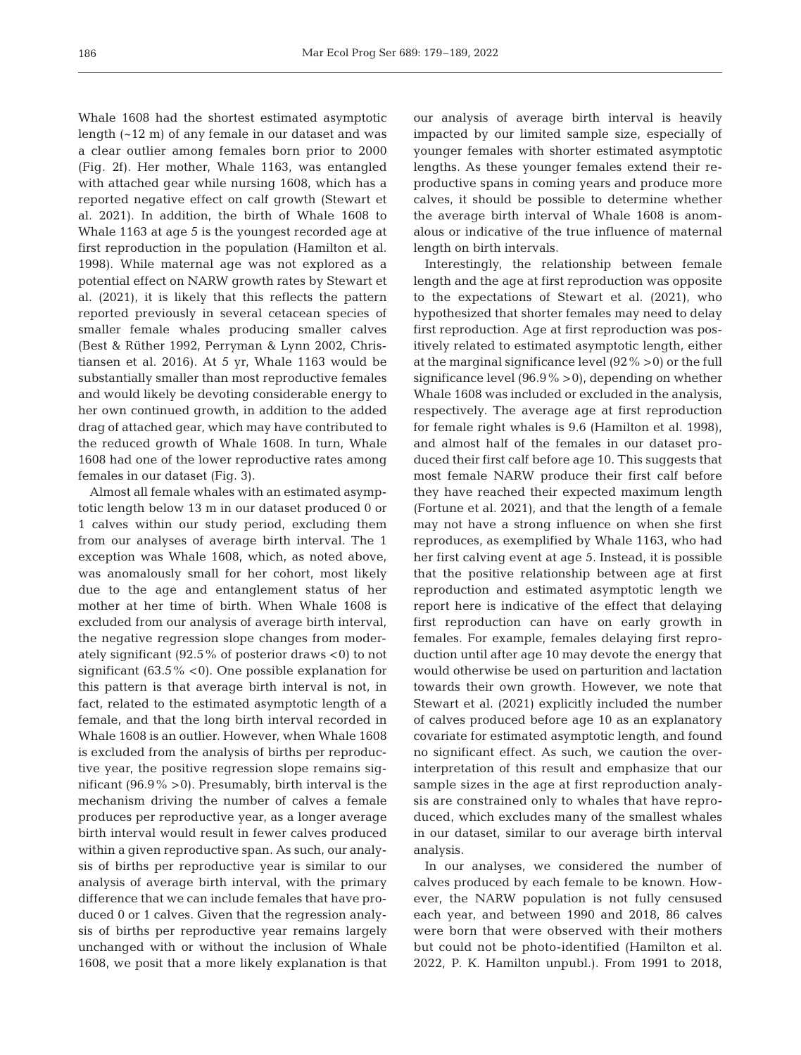Whale 1608 had the shortest estimated asymptotic length (~12 m) of any female in our dataset and was a clear outlier among females born prior to 2000 (Fig. 2f). Her mother, Whale 1163, was entangled with attached gear while nursing 1608, which has a reported negative effect on calf growth (Stewart et al. 2021). In addition, the birth of Whale 1608 to Whale 1163 at age 5 is the youngest recorded age at first reproduction in the population (Hamilton et al. 1998). While maternal age was not explored as a potential effect on NARW growth rates by Stewart et al. (2021), it is likely that this reflects the pattern reported previously in several cetacean species of smaller female whales producing smaller calves (Best & Rüther 1992, Perryman & Lynn 2002, Christiansen et al. 2016). At 5 yr, Whale 1163 would be substantially smaller than most reproductive females and would likely be devoting considerable energy to her own continued growth, in addition to the added drag of attached gear, which may have contributed to the reduced growth of Whale 1608. In turn, Whale 1608 had one of the lower reproductive rates among females in our dataset (Fig. 3).

Almost all female whales with an estimated asymptotic length below 13 m in our dataset produced 0 or 1 calves within our study period, excluding them from our analyses of average birth interval. The 1 exception was Whale 1608, which, as noted above, was anomalously small for her cohort, most likely due to the age and entanglement status of her mother at her time of birth. When Whale 1608 is excluded from our analysis of average birth interval, the negative regression slope changes from moderately significant (92.5% of posterior draws <0) to not significant (63.5% <0). One possible explanation for this pattern is that average birth interval is not, in fact, related to the estimated asymptotic length of a female, and that the long birth interval recorded in Whale 1608 is an outlier. However, when Whale 1608 is excluded from the analysis of births per reproductive year, the positive regression slope remains significant (96.9% >0). Presumably, birth interval is the mechanism driving the number of calves a female produces per reproductive year, as a longer average birth interval would result in fewer calves produced within a given reproductive span. As such, our analysis of births per reproductive year is similar to our analysis of average birth interval, with the primary difference that we can include females that have produced 0 or 1 calves. Given that the regression analysis of births per reproductive year remains largely unchanged with or without the inclusion of Whale 1608, we posit that a more likely explanation is that our analysis of average birth interval is heavily impacted by our limited sample size, especially of younger females with shorter estimated asymptotic lengths. As these younger females extend their reproductive spans in coming years and produce more calves, it should be possible to determine whether the average birth interval of Whale 1608 is anomalous or indicative of the true influence of maternal length on birth intervals.

Interestingly, the relationship between female length and the age at first reproduction was opposite to the expectations of Stewart et al. (2021), who hypothesized that shorter females may need to delay first reproduction. Age at first reproduction was positively related to estimated asymptotic length, either at the marginal significance level (92% >0) or the full significance level (96.9% >0), depending on whether Whale 1608 was included or excluded in the analysis, respectively. The average age at first reproduction for female right whales is 9.6 (Hamilton et al. 1998), and almost half of the females in our dataset produced their first calf before age 10. This suggests that most female NARW produce their first calf before they have reached their expected maximum length (Fortune et al. 2021), and that the length of a female may not have a strong influence on when she first reproduces, as exemplified by Whale 1163, who had her first calving event at age 5. Instead, it is possible that the positive relationship between age at first reproduction and estimated asymptotic length we report here is indicative of the effect that delaying first reproduction can have on early growth in females. For example, females delaying first reproduction until after age 10 may devote the energy that would otherwise be used on parturition and lactation towards their own growth. However, we note that Stewart et al. (2021) explicitly included the number of calves produced before age 10 as an explanatory covariate for estimated asymptotic length, and found no significant effect. As such, we caution the overinterpretation of this result and emphasize that our sample sizes in the age at first reproduction analysis are constrained only to whales that have reproduced, which excludes many of the smallest whales in our dataset, similar to our average birth interval analysis.

In our analyses, we considered the number of calves produced by each female to be known. However, the NARW population is not fully censused each year, and between 1990 and 2018, 86 calves were born that were observed with their mothers but could not be photo-identified (Hamilton et al. 2022, P. K. Hamilton unpubl.). From 1991 to 2018,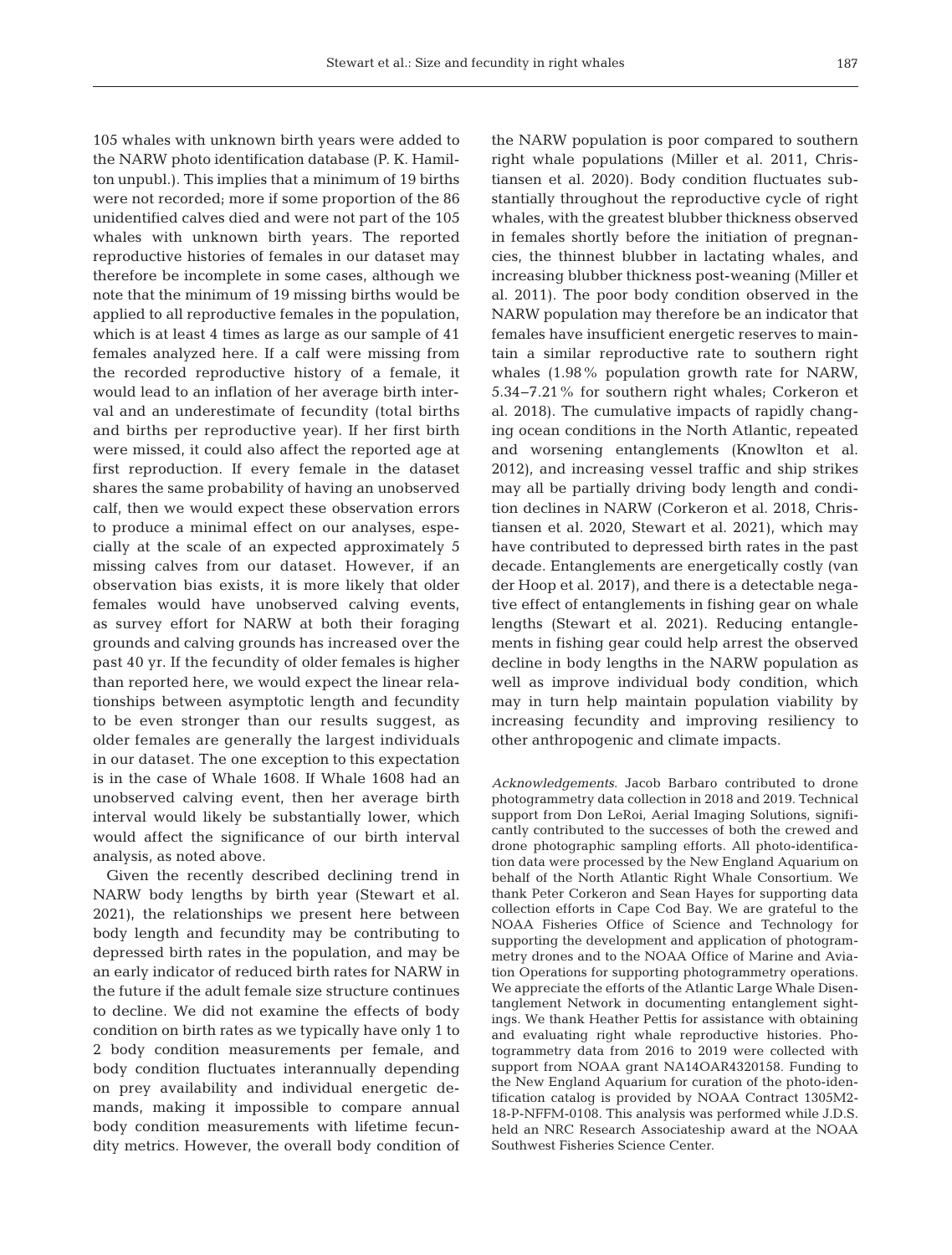105 whales with unknown birth years were added to the NARW photo identification database (P. K. Hamilton unpubl.). This implies that a minimum of 19 births were not recorded; more if some proportion of the 86 unidentified calves died and were not part of the 105 whales with unknown birth years. The reported reproductive histories of females in our dataset may therefore be incomplete in some cases, although we note that the minimum of 19 missing births would be applied to all reproductive females in the population, which is at least 4 times as large as our sample of 41 females analyzed here. If a calf were missing from the recorded reproductive history of a female, it would lead to an inflation of her average birth interval and an underestimate of fecundity (total births and births per reproductive year). If her first birth were missed, it could also affect the reported age at first reproduction. If every female in the dataset shares the same probability of having an unobserved calf, then we would expect these observation errors to produce a minimal effect on our analyses, especially at the scale of an expected approximately 5 missing calves from our dataset. However, if an observation bias exists, it is more likely that older females would have unobserved calving events, as survey effort for NARW at both their foraging grounds and calving grounds has increased over the past 40 yr. If the fecundity of older females is higher than reported here, we would expect the linear relationships between asymptotic length and fecundity to be even stronger than our results suggest, as older females are generally the largest individuals in our dataset. The one exception to this expectation is in the case of Whale 1608. If Whale 1608 had an unobserved calving event, then her average birth interval would likely be substantially lower, which would affect the significance of our birth interval analysis, as noted above.

Given the recently described declining trend in NARW body lengths by birth year (Stewart et al. 2021), the relationships we present here between body length and fecundity may be contributing to depressed birth rates in the population, and may be an early indicator of reduced birth rates for NARW in the future if the adult female size structure continues to decline. We did not examine the effects of body condition on birth rates as we typically have only 1 to 2 body condition measurements per female, and body condition fluctuates interannually depending on prey availability and individual energetic demands, making it impossible to compare annual body condition measurements with lifetime fecundity metrics. However, the overall body condition of the NARW population is poor compared to southern right whale populations (Miller et al. 2011, Christiansen et al. 2020). Body condition fluctuates substantially throughout the reproductive cycle of right whales, with the greatest blubber thickness observed in females shortly before the initiation of pregnancies, the thinnest blubber in lactating whales, and increasing blubber thickness post-weaning (Miller et al. 2011). The poor body condition observed in the NARW population may therefore be an indicator that females have insufficient energetic reserves to maintain a similar reproductive rate to southern right whales (1.98% population growth rate for NARW, 5.34–7.21% for southern right whales; Corkeron et al. 2018). The cumulative impacts of rapidly changing ocean conditions in the North Atlantic, repeated and worsening entanglements (Knowlton et al. 2012), and increasing vessel traffic and ship strikes may all be partially driving body length and condition declines in NARW (Corkeron et al. 2018, Christiansen et al. 2020, Stewart et al. 2021), which may have contributed to depressed birth rates in the past decade. Entanglements are energetically costly (van der Hoop et al. 2017), and there is a detectable negative effect of entanglements in fishing gear on whale lengths (Stewart et al. 2021). Reducing entanglements in fishing gear could help arrest the observed decline in body lengths in the NARW population as well as improve individual body condition, which may in turn help maintain population viability by increasing fecundity and improving resiliency to other anthropogenic and climate impacts.

*Acknowledgements*. Jacob Barbaro contributed to drone photogrammetry data collection in 2018 and 2019. Technical support from Don LeRoi, Aerial Imaging Solutions, significantly contributed to the successes of both the crewed and drone photographic sampling efforts. All photo-identification data were processed by the New England Aquarium on behalf of the North Atlantic Right Whale Consortium. We thank Peter Corkeron and Sean Hayes for supporting data collection efforts in Cape Cod Bay. We are grateful to the NOAA Fisheries Office of Science and Technology for supporting the development and application of photogrammetry drones and to the NOAA Office of Marine and Aviation Operations for supporting photogrammetry operations. We appreciate the efforts of the Atlantic Large Whale Disentanglement Network in documenting entanglement sightings. We thank Heather Pettis for assistance with obtaining and evaluating right whale reproductive histories. Photogrammetry data from 2016 to 2019 were collected with support from NOAA grant NA14OAR4320158. Funding to the New England Aquarium for curation of the photo-identification catalog is provided by NOAA Contract 1305M2-18-P-NFFM-0108. This analysis was performed while J.D.S. held an NRC Research Associateship award at the NOAA Southwest Fisheries Science Center.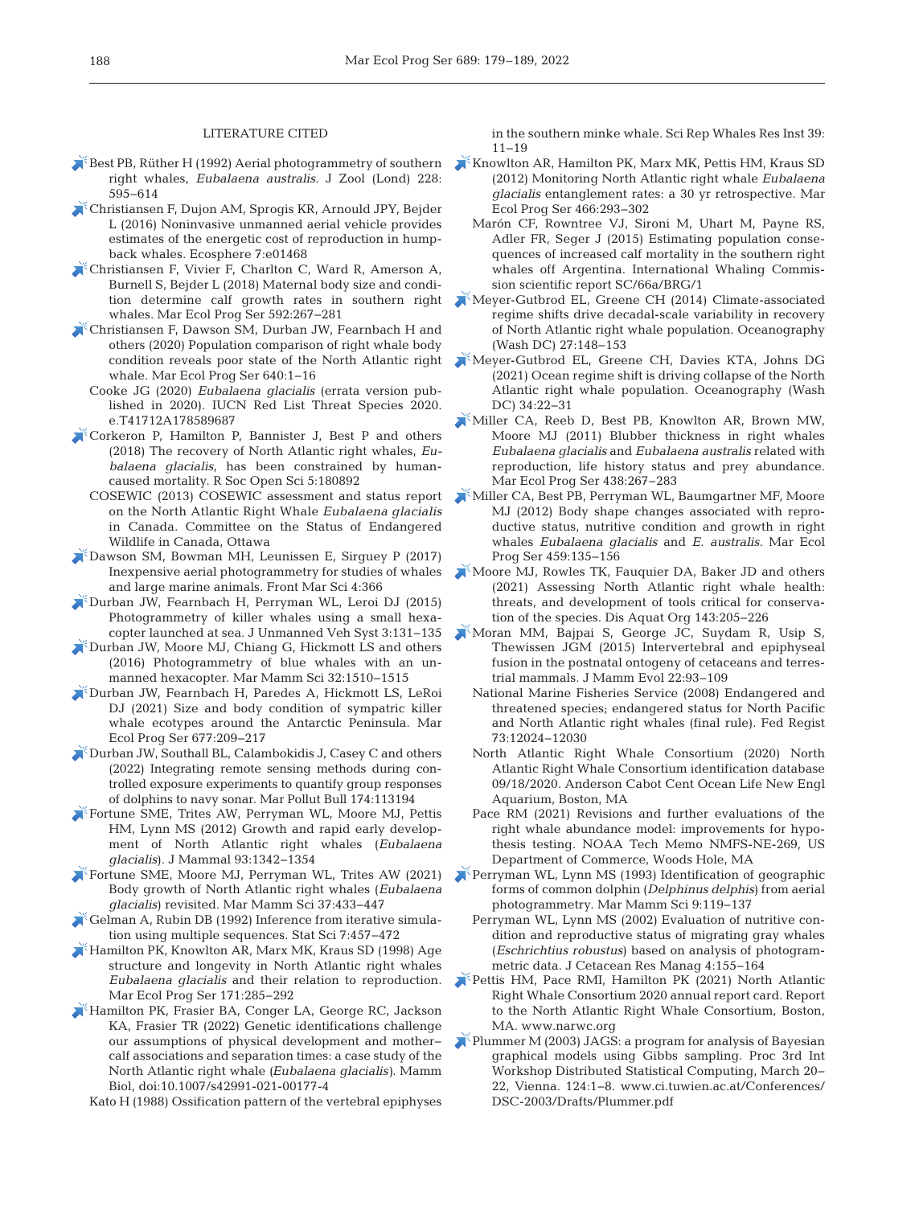## LITERATURE CITED

- Best PB, Rüther H (1992) Aerial photogrammetry of southern right whales, *Eubalaena australis*. J Zool (Lond) 228: 595−614
- Christiansen F, Dujon AM, Sprogis KR, Arnould JPY, Bejder L (2016) Noninvasive unmanned aerial vehicle provides estimates of the energetic cost of reproduction in humpback whales. Ecosphere 7:e01468
- Christiansen F, Vivier F, Charlton C, Ward R, Amerson A, Burnell S, Bejder L (2018) Maternal body size and condition determine calf growth rates in southern right whales. Mar Ecol Prog Ser 592:267−281
- Christiansen F, Dawson SM, Durban JW, Fearnbach H and others (2020) Population comparison of right whale body condition reveals poor state of the North Atlantic right whale. Mar Ecol Prog Ser 640:1−16
- Cooke JG (2020) *Eubalaena glacialis* (errata version published in 2020). IUCN Red List Threat Species 2020. e.T41712A178589687
- Corkeron P, Hamilton P, Bannister J, Best P and others (2018) The recovery of North Atlantic right whales, *Eubalaena glacialis*, has been constrained by human-caused mortality. R Soc Open Sci 5:180892
- COSEWIC (2013) COSEWIC assessment and status report on the North Atlantic Right Whale *Eubalaena glacialis* in Canada. Committee on the Status of Endangered Wildlife in Canada, Ottawa
- Dawson SM, Bowman MH, Leunissen E, Sirguey P (2017) Inexpensive aerial photogrammetry for studies of whales and large marine animals. Front Mar Sci 4:366
- Durban JW, Fearnbach H, Perryman WL, Leroi DJ (2015) Photogrammetry of killer whales using a small hexacopter launched at sea. J Unmanned Veh Syst 3:131−135
- Durban JW, Moore MJ, Chiang G, Hickmott LS and others (2016) Photogrammetry of blue whales with an unmanned hexacopter. Mar Mamm Sci 32:1510−1515
- Durban JW, Fearnbach H, Paredes A, Hickmott LS, LeRoi DJ (2021) Size and body condition of sympatric killer whale ecotypes around the Antarctic Peninsula. Mar Ecol Prog Ser 677:209−217
- Durban JW, Southall BL, Calambokidis J, Casey C and others (2022) Integrating remote sensing methods during controlled exposure experiments to quantify group responses of dolphins to navy sonar. Mar Pollut Bull 174:113194
- Fortune SME, Trites AW, Perryman WL, Moore MJ, Pettis HM, Lynn MS (2012) Growth and rapid early development of North Atlantic right whales (*Eubalaena glacialis*). J Mammal 93:1342−1354
- Fortune SME, Moore MJ, Perryman WL, Trites AW (2021) Body growth of North Atlantic right whales (*Eubalaena glacialis*) revisited. Mar Mamm Sci 37:433−447
- Gelman A, Rubin DB (1992) Inference from iterative simulation using multiple sequences. Stat Sci 7:457−472
- Hamilton PK, Knowlton AR, Marx MK, Kraus SD (1998) Age structure and longevity in North Atlantic right whales *Eubalaena glacialis* and their relation to reproduction. Mar Ecol Prog Ser 171:285−292
- Hamilton PK, Frasier BA, Conger LA, George RC, Jackson KA, Frasier TR (2022) Genetic identifications challenge our assumptions of physical development and mother–calf associations and separation times: a case study of the North Atlantic right whale (*Eubalaena glacialis*). Mamm Biol, doi:10.1007/s42991-021-00177-4
- Kato H (1988) Ossification pattern of the vertebral epiphyses in the southern minke whale. Sci Rep Whales Res Inst 39: 11−19
- Knowlton AR, Hamilton PK, Marx MK, Pettis HM, Kraus SD (2012) Monitoring North Atlantic right whale *Eubalaena glacialis* entanglement rates: a 30 yr retrospective. Mar Ecol Prog Ser 466:293−302
- Marón CF, Rowntree VJ, Sironi M, Uhart M, Payne RS, Adler FR, Seger J (2015) Estimating population consequences of increased calf mortality in the southern right whales off Argentina. International Whaling Commission scientific report SC/66a/BRG/1
- Meyer-Gutbrod EL, Greene CH (2014) Climate-associated regime shifts drive decadal-scale variability in recovery of North Atlantic right whale population. Oceanography (Wash DC) 27:148−153
- Meyer-Gutbrod EL, Greene CH, Davies KTA, Johns DG (2021) Ocean regime shift is driving collapse of the North Atlantic right whale population. Oceanography (Wash DC) 34:22−31
- Miller CA, Reeb D, Best PB, Knowlton AR, Brown MW, Moore MJ (2011) Blubber thickness in right whales *Eubalaena glacialis* and *Eubalaena australis* related with reproduction, life history status and prey abundance. Mar Ecol Prog Ser 438:267−283
- Miller CA, Best PB, Perryman WL, Baumgartner MF, Moore MJ (2012) Body shape changes associated with reproductive status, nutritive condition and growth in right whales *Eubalaena glacialis* and *E. australis*. Mar Ecol Prog Ser 459:135−156
- Moore MJ, Rowles TK, Fauquier DA, Baker JD and others (2021) Assessing North Atlantic right whale health: threats, and development of tools critical for conservation of the species. Dis Aquat Org 143:205−226
- Moran MM, Bajpai S, George JC, Suydam R, Usip S, Thewissen JGM (2015) Intervertebral and epiphyseal fusion in the postnatal ontogeny of cetaceans and terrestrial mammals. J Mamm Evol 22:93−109
- National Marine Fisheries Service (2008) Endangered and threatened species; endangered status for North Pacific and North Atlantic right whales (final rule). Fed Regist 73:12024−12030
- North Atlantic Right Whale Consortium (2020) North Atlantic Right Whale Consortium identification database 09/18/2020. Anderson Cabot Cent Ocean Life New Engl Aquarium, Boston, MA
- Pace RM (2021) Revisions and further evaluations of the right whale abundance model: improvements for hypothesis testing. NOAA Tech Memo NMFS-NE-269, US Department of Commerce, Woods Hole, MA
- Perryman WL, Lynn MS (1993) Identification of geographic forms of common dolphin (*Delphinus delphis*) from aerial photogrammetry. Mar Mamm Sci 9:119−137
- Perryman WL, Lynn MS (2002) Evaluation of nutritive condition and reproductive status of migrating gray whales (*Eschrichtius robustus*) based on analysis of photogrammetric data. J Cetacean Res Manag 4:155−164
- Pettis HM, Pace RMI, Hamilton PK (2021) North Atlantic Right Whale Consortium 2020 annual report card. Report to the North Atlantic Right Whale Consortium, Boston, MA. www.narwc.org
- Plummer M (2003) JAGS: a program for analysis of Bayesian graphical models using Gibbs sampling. Proc 3rd Int Workshop Distributed Statistical Computing, March 20–22, Vienna. 124:1−8. www.ci.tuwien.ac.at/Conferences/DSC-2003/Drafts/Plummer.pdf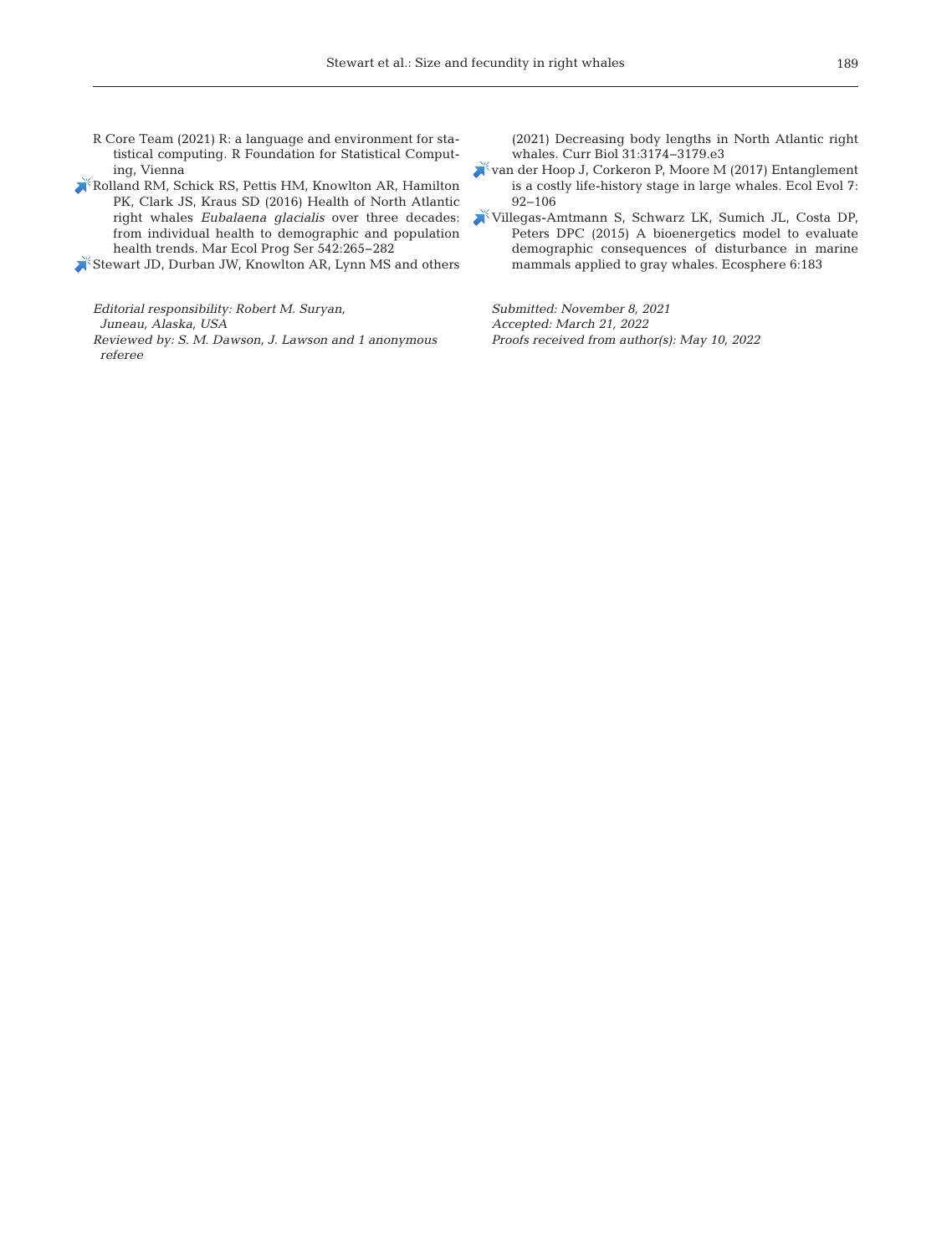R Core Team (2021) R: a language and environment for statistical computing. R Foundation for Statistical Computing, Vienna

Rolland RM, Schick RS, Pettis HM, Knowlton AR, Hamilton PK, Clark JS, Kraus SD (2016) Health of North Atlantic right whales *Eubalaena glacialis* over three decades: from individual health to demographic and population health trends. Mar Ecol Prog Ser 542:265−282

Stewart JD, Durban JW, Knowlton AR, Lynn MS and others (2021) Decreasing body lengths in North Atlantic right whales. Curr Biol 31:3174−3179.e3

van der Hoop J, Corkeron P, Moore M (2017) Entanglement is a costly life-history stage in large whales. Ecol Evol 7: 92−106

Villegas-Amtmann S, Schwarz LK, Sumich JL, Costa DP, Peters DPC (2015) A bioenergetics model to evaluate demographic consequences of disturbance in marine mammals applied to gray whales. Ecosphere 6:183

*Editorial responsibility: Robert M. Suryan, Juneau, Alaska, USA*
*Reviewed by: S. M. Dawson, J. Lawson and 1 anonymous referee*

*Submitted: November 8, 2021*
*Accepted: March 21, 2022*
*Proofs received from author(s): May 10, 2022*